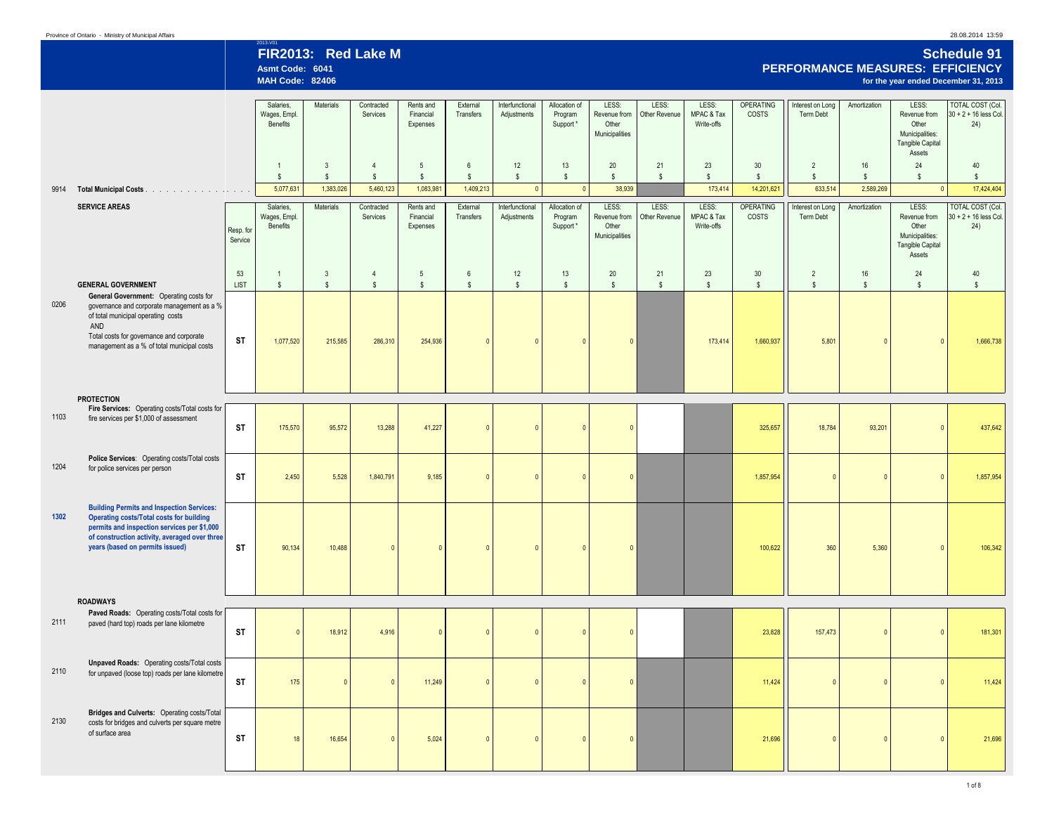Province of Ontario - Ministry of Municipal Affairs

2013-V01

# FIR2013: Red Lake M

**Asmt Code: 6041**
**MAH Code: 82406**

## Schedule 91
## PERFORMANCE MEASURES: EFFICIENCY
**for the year ended December 31, 2013**

| | | | Salaries, Wages, Empl. Benefits | Materials | Contracted Services | Rents and Financial Expenses | External Transfers | Interfunctional Adjustments | Allocation of Program Support * | LESS: Revenue from Other Municipalities | LESS: Other Revenue | LESS: MPAC & Tax Write-offs | OPERATING COSTS | Interest on Long Term Debt | Amortization | LESS: Revenue from Other Municipalities: Tangible Capital Assets | TOTAL COST (Col. 30 + 2 + 16 less Col. 24) |
|---|---|---|---|---|---|---|---|---|---|---|---|---|---|---|---|---|---|
| | | | 1 | 3 | 4 | 5 | 6 | 12 | 13 | 20 | 21 | 23 | 30 | 2 | 16 | 24 | 40 |
| | | | $ | $ | $ | $ | $ | $ | $ | $ | $ | $ | $ | $ | $ | $ | $ |
| 9914 | **Total Municipal Costs** | | 5,077,631 | 1,383,026 | 5,460,123 | 1,083,981 | 1,409,213 | 0 | 0 | 38,939 | | 173,414 | 14,201,621 | 633,514 | 2,589,269 | 0 | 17,424,404 |

| | SERVICE AREAS | Resp. for Service | Salaries, Wages, Empl. Benefits | Materials | Contracted Services | Rents and Financial Expenses | External Transfers | Interfunctional Adjustments | Allocation of Program Support * | LESS: Revenue from Other Municipalities | LESS: Other Revenue | LESS: MPAC & Tax Write-offs | OPERATING COSTS | Interest on Long Term Debt | Amortization | LESS: Revenue from Other Municipalities: Tangible Capital Assets | TOTAL COST (Col. 30 + 2 + 16 less Col. 24) |
|---|---|---|---|---|---|---|---|---|---|---|---|---|---|---|---|---|---|
| | | 53 | 1 | 3 | 4 | 5 | 6 | 12 | 13 | 20 | 21 | 23 | 30 | 2 | 16 | 24 | 40 |
| | **GENERAL GOVERNMENT** | LIST | $ | $ | $ | $ | $ | $ | $ | $ | $ | $ | $ | $ | $ | $ | $ |
| 0206 | **General Government:** Operating costs for governance and corporate management as a % of total municipal operating costs AND Total costs for governance and corporate management as a % of total municipal costs | ST | 1,077,520 | 215,585 | 286,310 | 254,936 | 0 | 0 | 0 | 0 | | 173,414 | 1,660,937 | 5,801 | 0 | 0 | 1,666,738 |
| | **PROTECTION** | | | | | | | | | | | | | | | | |
| 1103 | **Fire Services:** Operating costs/Total costs for fire services per $1,000 of assessment | ST | 175,570 | 95,572 | 13,288 | 41,227 | 0 | 0 | 0 | 0 | | | 325,657 | 18,784 | 93,201 | 0 | 437,642 |
| 1204 | **Police Services:** Operating costs/Total costs for police services per person | ST | 2,450 | 5,528 | 1,840,791 | 9,185 | 0 | 0 | 0 | 0 | | | 1,857,954 | 0 | 0 | 0 | 1,857,954 |
| **1302** | **Building Permits and Inspection Services: Operating costs/Total costs for building permits and inspection services per $1,000 of construction activity, averaged over three years (based on permits issued)** | ST | 90,134 | 10,488 | 0 | 0 | 0 | 0 | 0 | 0 | | | 100,622 | 360 | 5,360 | 0 | 106,342 |
| | **ROADWAYS** | | | | | | | | | | | | | | | | |
| 2111 | **Paved Roads:** Operating costs/Total costs for paved (hard top) roads per lane kilometre | ST | 0 | 18,912 | 4,916 | 0 | 0 | 0 | 0 | 0 | | | 23,828 | 157,473 | 0 | 0 | 181,301 |
| 2110 | **Unpaved Roads:** Operating costs/Total costs for unpaved (loose top) roads per lane kilometre | ST | 175 | 0 | 0 | 11,249 | 0 | 0 | 0 | 0 | | | 11,424 | 0 | 0 | 0 | 11,424 |
| 2130 | **Bridges and Culverts:** Operating costs/Total costs for bridges and culverts per square metre of surface area | ST | 18 | 16,654 | 0 | 5,024 | 0 | 0 | 0 | 0 | | | 21,696 | 0 | 0 | 0 | 21,696 |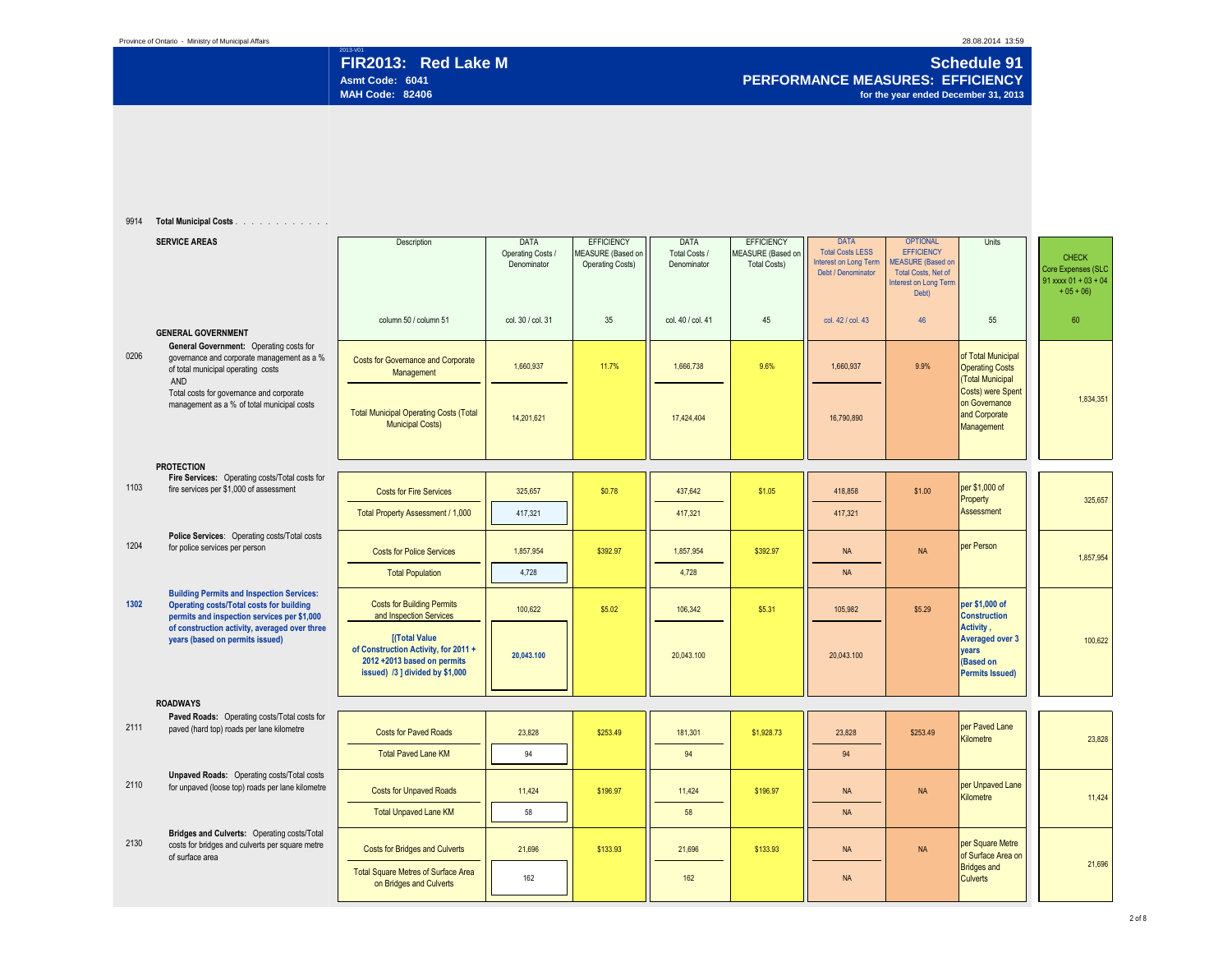Province of Ontario - Ministry of Municipal Affairs

28.08.2014 13:59

2013-V01

# FIR2013: Red Lake M

**Asmt Code: 6041**
**MAH Code: 82406**

## Schedule 91

### PERFORMANCE MEASURES: EFFICIENCY

for the year ended December 31, 2013

9914 **Total Municipal Costs**

| | SERVICE AREAS | Description | DATA Operating Costs / Denominator | EFFICIENCY MEASURE (Based on Operating Costs) | DATA Total Costs / Denominator | EFFICIENCY MEASURE (Based on Total Costs) | DATA Total Costs LESS Interest on Long Term Debt / Denominator | OPTIONAL EFFICIENCY MEASURE (Based on Total Costs, Net of Interest on Long Term Debt) | Units | CHECK Core Expenses (SLC 91 xxxx 01 + 03 + 04 + 05 + 06) |
|---|---|---|---|---|---|---|---|---|---|---|
| | | column 50 / column 51 | col. 30 / col. 31 | 35 | col. 40 / col. 41 | 45 | col. 42 / col. 43 | 46 | 55 | 60 |
| | **GENERAL GOVERNMENT** | | | | | | | | | |
| 0206 | **General Government:** Operating costs for governance and corporate management as a % of total municipal operating costs AND Total costs for governance and corporate management as a % of total municipal costs | Costs for Governance and Corporate Management | 1,660,937 | 11.7% | 1,666,738 | 9.6% | 1,660,937 | 9.9% | of Total Municipal Operating Costs (Total Municipal Costs) were Spent on Governance and Corporate Management | 1,834,351 |
| | | Total Municipal Operating Costs (Total Municipal Costs) | 14,201,621 | | 17,424,404 | | 16,790,890 | | | |
| | **PROTECTION** | | | | | | | | | |
| 1103 | **Fire Services:** Operating costs/Total costs for fire services per $1,000 of assessment | Costs for Fire Services | 325,657 | $0.78 | 437,642 | $1.05 | 418,858 | $1.00 | per $1,000 of Property Assessment | 325,657 |
| | | Total Property Assessment / 1,000 | 417,321 | | 417,321 | | 417,321 | | | |
| 1204 | **Police Services:** Operating costs/Total costs for police services per person | Costs for Police Services | 1,857,954 | $392.97 | 1,857,954 | $392.97 | NA | NA | per Person | 1,857,954 |
| | | Total Population | 4,728 | | 4,728 | | NA | | | |
| **1302** | **Building Permits and Inspection Services: Operating costs/Total costs for building permits and inspection services per $1,000 of construction activity, averaged over three years (based on permits issued)** | Costs for Building Permits and Inspection Services | 100,622 | $5.02 | 106,342 | $5.31 | 105,982 | $5.29 | **per $1,000 of Construction Activity , Averaged over 3 years (Based on Permits Issued)** | 100,622 |
| | | **[(Total Value of Construction Activity, for 2011 + 2012 +2013 based on permits issued) /3 ] divided by $1,000** | **20,043.100** | | 20,043.100 | | 20,043.100 | | | |
| | **ROADWAYS** | | | | | | | | | |
| 2111 | **Paved Roads:** Operating costs/Total costs for paved (hard top) roads per lane kilometre | Costs for Paved Roads | 23,828 | $253.49 | 181,301 | $1,928.73 | 23,828 | $253.49 | per Paved Lane Kilometre | 23,828 |
| | | Total Paved Lane KM | 94 | | 94 | | 94 | | | |
| 2110 | **Unpaved Roads:** Operating costs/Total costs for unpaved (loose top) roads per lane kilometre | Costs for Unpaved Roads | 11,424 | $196.97 | 11,424 | $196.97 | NA | NA | per Unpaved Lane Kilometre | 11,424 |
| | | Total Unpaved Lane KM | 58 | | 58 | | NA | | | |
| 2130 | **Bridges and Culverts:** Operating costs/Total costs for bridges and culverts per square metre of surface area | Costs for Bridges and Culverts | 21,696 | $133.93 | 21,696 | $133.93 | NA | NA | per Square Metre of Surface Area on Bridges and Culverts | 21,696 |
| | | Total Square Metres of Surface Area on Bridges and Culverts | 162 | | 162 | | NA | | | |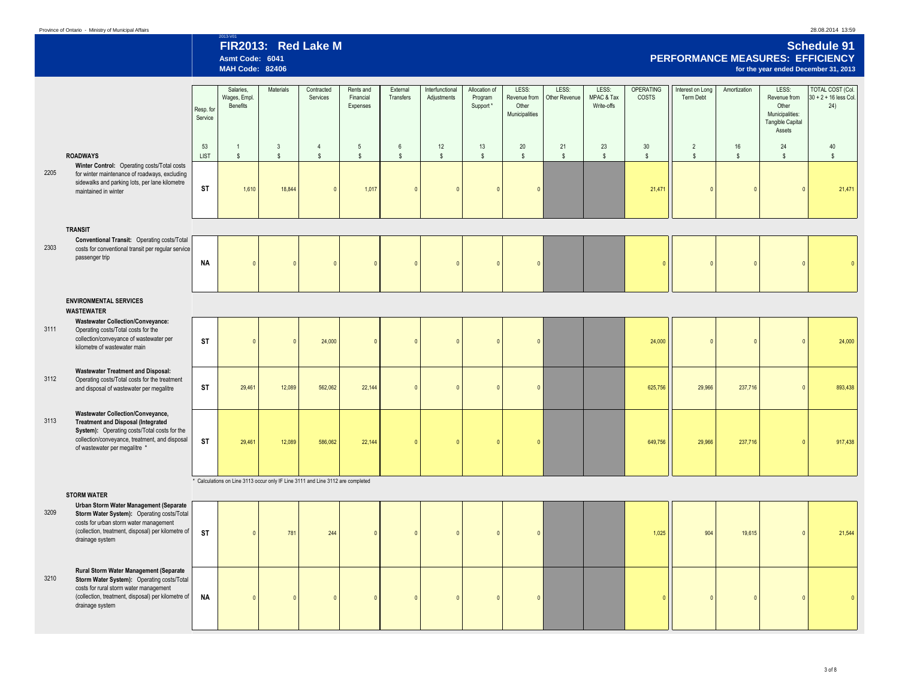FIR2013: Red Lake M
Asmt Code: 6041
MAH Code: 82406

# Schedule 91
## PERFORMANCE MEASURES: EFFICIENCY
**for the year ended December 31, 2013**

| | | Resp. for Service | Salaries, Wages, Empl. Benefits | Materials | Contracted Services | Rents and Financial Expenses | External Transfers | Interfunctional Adjustments | Allocation of Program Support * | LESS: Revenue from Other Municipalities | LESS: Other Revenue | LESS: MPAC & Tax Write-offs | OPERATING COSTS | Interest on Long Term Debt | Amortization | LESS: Revenue from Other Municipalities: Tangible Capital Assets | TOTAL COST (Col. 30 + 2 + 16 less Col. 24) |
|---|---|---|---|---|---|---|---|---|---|---|---|---|---|---|---|---|---|
| | | 53 | 1 | 3 | 4 | 5 | 6 | 12 | 13 | 20 | 21 | 23 | 30 | 2 | 16 | 24 | 40 |
| | **ROADWAYS** | LIST | $ | $ | $ | $ | $ | $ | $ | $ | $ | $ | $ | $ | $ | $ | $ |
| 2205 | **Winter Control:** Operating costs/Total costs for winter maintenance of roadways, excluding sidewalks and parking lots, per lane kilometre maintained in winter | ST | 1,610 | 18,844 | 0 | 1,017 | 0 | 0 | 0 | 0 | | | 21,471 | 0 | 0 | 0 | 21,471 |
| | **TRANSIT** | | | | | | | | | | | | | | | | |
| 2303 | **Conventional Transit:** Operating costs/Total costs for conventional transit per regular service passenger trip | NA | 0 | 0 | 0 | 0 | 0 | 0 | 0 | 0 | | | 0 | 0 | 0 | 0 | 0 |
| | **ENVIRONMENTAL SERVICES** | | | | | | | | | | | | | | | | |
| | **WASTEWATER** | | | | | | | | | | | | | | | | |
| 3111 | **Wastewater Collection/Conveyance:** Operating costs/Total costs for the collection/conveyance of wastewater per kilometre of wastewater main | ST | 0 | 0 | 24,000 | 0 | 0 | 0 | 0 | 0 | | | 24,000 | 0 | 0 | 0 | 24,000 |
| 3112 | **Wastewater Treatment and Disposal:** Operating costs/Total costs for the treatment and disposal of wastewater per megalitre | ST | 29,461 | 12,089 | 562,062 | 22,144 | 0 | 0 | 0 | 0 | | | 625,756 | 29,966 | 237,716 | 0 | 893,438 |
| 3113 | **Wastewater Collection/Conveyance, Treatment and Disposal (Integrated System):** Operating costs/Total costs for the collection/conveyance, treatment, and disposal of wastewater per megalitre * | ST | 29,461 | 12,089 | 586,062 | 22,144 | 0 | 0 | 0 | 0 | | | 649,756 | 29,966 | 237,716 | 0 | 917,438 |
| | **STORM WATER** | | | | | | | | | | | | | | | | |
| 3209 | **Urban Storm Water Management (Separate Storm Water System):** Operating costs/Total costs for urban storm water management (collection, treatment, disposal) per kilometre of drainage system | ST | 0 | 781 | 244 | 0 | 0 | 0 | 0 | 0 | | | 1,025 | 904 | 19,615 | 0 | 21,544 |
| 3210 | **Rural Storm Water Management (Separate Storm Water System):** Operating costs/Total costs for rural storm water management (collection, treatment, disposal) per kilometre of drainage system | NA | 0 | 0 | 0 | 0 | 0 | 0 | 0 | 0 | | | 0 | 0 | 0 | 0 | 0 |

\* Calculations on Line 3113 occur only IF Line 3111 and Line 3112 are completed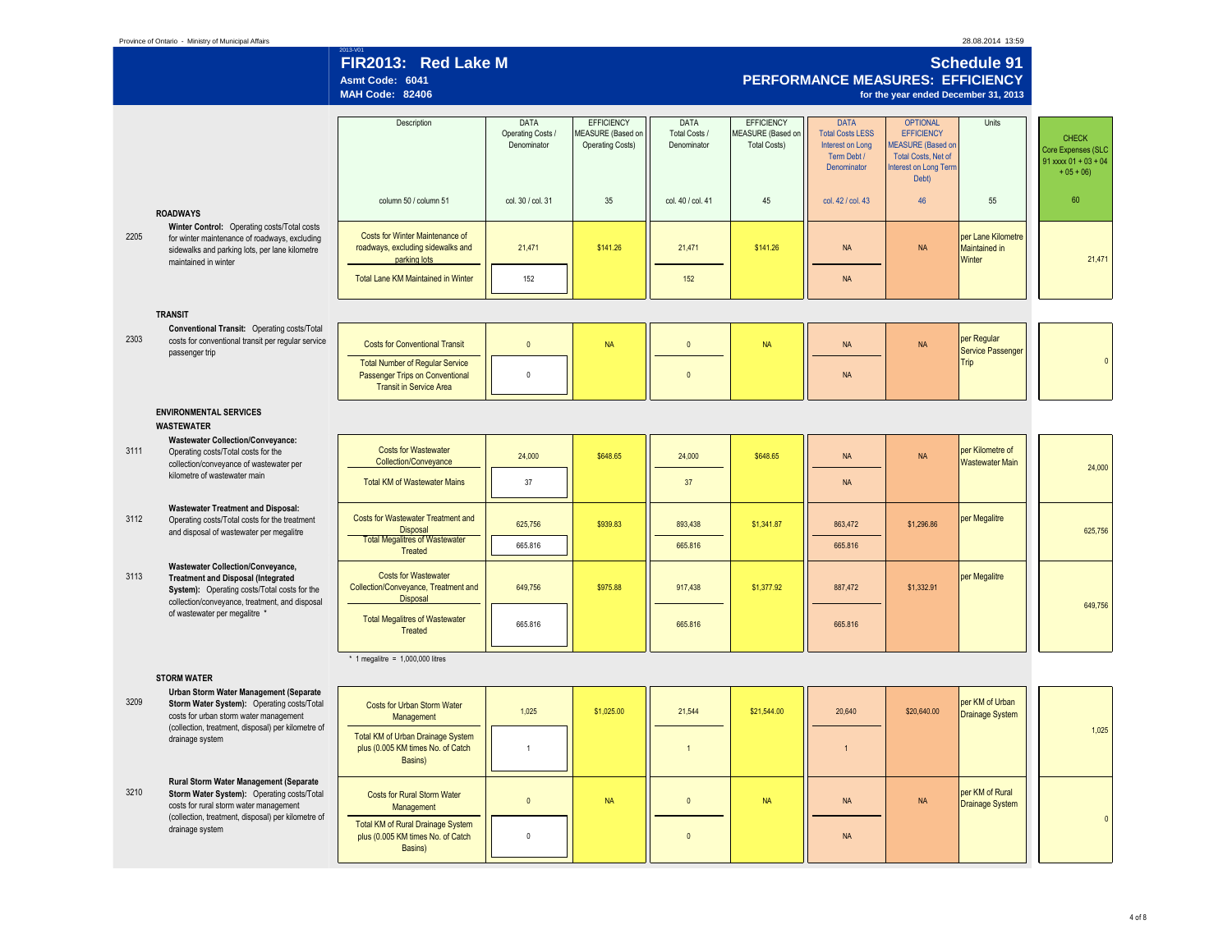Province of Ontario - Ministry of Municipal Affairs

28.08.2014 13:59

2013-V01

# FIR2013: Red Lake M

**Asmt Code: 6041**
**MAH Code: 82406**

## Schedule 91
## PERFORMANCE MEASURES: EFFICIENCY
**for the year ended December 31, 2013**

| | | Description | DATA Operating Costs / Denominator | EFFICIENCY MEASURE (Based on Operating Costs) | DATA Total Costs / Denominator | EFFICIENCY MEASURE (Based on Total Costs) | DATA Total Costs LESS Interest on Long Term Debt / Denominator | OPTIONAL EFFICIENCY MEASURE (Based on Total Costs, Net of Interest on Long Term Debt) | Units | CHECK Core Expenses (SLC 91 xxxx 01 + 03 + 04 + 05 + 06) |
|---|---|---|---|---|---|---|---|---|---|---|
| | | column 50 / column 51 | col. 30 / col. 31 | 35 | col. 40 / col. 41 | 45 | col. 42 / col. 43 | 46 | 55 | 60 |
| | **ROADWAYS** | | | | | | | | | |
| 2205 | **Winter Control:** Operating costs/Total costs for winter maintenance of roadways, excluding sidewalks and parking lots, per lane kilometre maintained in winter | Costs for Winter Maintenance of roadways, excluding sidewalks and parking lots | 21,471 | $141.26 | 21,471 | $141.26 | NA | NA | per Lane Kilometre Maintained in Winter | 21,471 |
| | | Total Lane KM Maintained in Winter | 152 | | 152 | | NA | | | |
| | **TRANSIT** | | | | | | | | | |
| 2303 | **Conventional Transit:** Operating costs/Total costs for conventional transit per regular service passenger trip | Costs for Conventional Transit | 0 | NA | 0 | NA | NA | NA | per Regular Service Passenger Trip | 0 |
| | | Total Number of Regular Service Passenger Trips on Conventional Transit in Service Area | 0 | | 0 | | NA | | | |
| | **ENVIRONMENTAL SERVICES** | | | | | | | | | |
| | **WASTEWATER** | | | | | | | | | |
| 3111 | **Wastewater Collection/Conveyance:** Operating costs/Total costs for the collection/conveyance of wastewater per kilometre of wastewater main | Costs for Wastewater Collection/Conveyance | 24,000 | $648.65 | 24,000 | $648.65 | NA | NA | per Kilometre of Wastewater Main | 24,000 |
| | | Total KM of Wastewater Mains | 37 | | 37 | | NA | | | |
| 3112 | **Wastewater Treatment and Disposal:** Operating costs/Total costs for the treatment and disposal of wastewater per megalitre | Costs for Wastewater Treatment and Disposal | 625,756 | $939.83 | 893,438 | $1,341.87 | 863,472 | $1,296.86 | per Megalitre | 625,756 |
| | | Total Megalitres of Wastewater Treated | 665.816 | | 665.816 | | 665.816 | | | |
| 3113 | **Wastewater Collection/Conveyance, Treatment and Disposal (Integrated System):** Operating costs/Total costs for the collection/conveyance, treatment, and disposal of wastewater per megalitre * | Costs for Wastewater Collection/Conveyance, Treatment and Disposal | 649,756 | $975.88 | 917,438 | $1,377.92 | 887,472 | $1,332.91 | per Megalitre | 649,756 |
| | | Total Megalitres of Wastewater Treated | 665.816 | | 665.816 | | 665.816 | | | |
| | **STORM WATER** | | | | | | | | | |
| 3209 | **Urban Storm Water Management (Separate Storm Water System):** Operating costs/Total costs for urban storm water management (collection, treatment, disposal) per kilometre of drainage system | Costs for Urban Storm Water Management | 1,025 | $1,025.00 | 21,544 | $21,544.00 | 20,640 | $20,640.00 | per KM of Urban Drainage System | 1,025 |
| | | Total KM of Urban Drainage System plus (0.005 KM times No. of Catch Basins) | 1 | | 1 | | 1 | | | |
| 3210 | **Rural Storm Water Management (Separate Storm Water System):** Operating costs/Total costs for rural storm water management (collection, treatment, disposal) per kilometre of drainage system | Costs for Rural Storm Water Management | 0 | NA | 0 | NA | NA | NA | per KM of Rural Drainage System | 0 |
| | | Total KM of Rural Drainage System plus (0.005 KM times No. of Catch Basins) | 0 | | 0 | | NA | | | |

\* 1 megalitre = 1,000,000 litres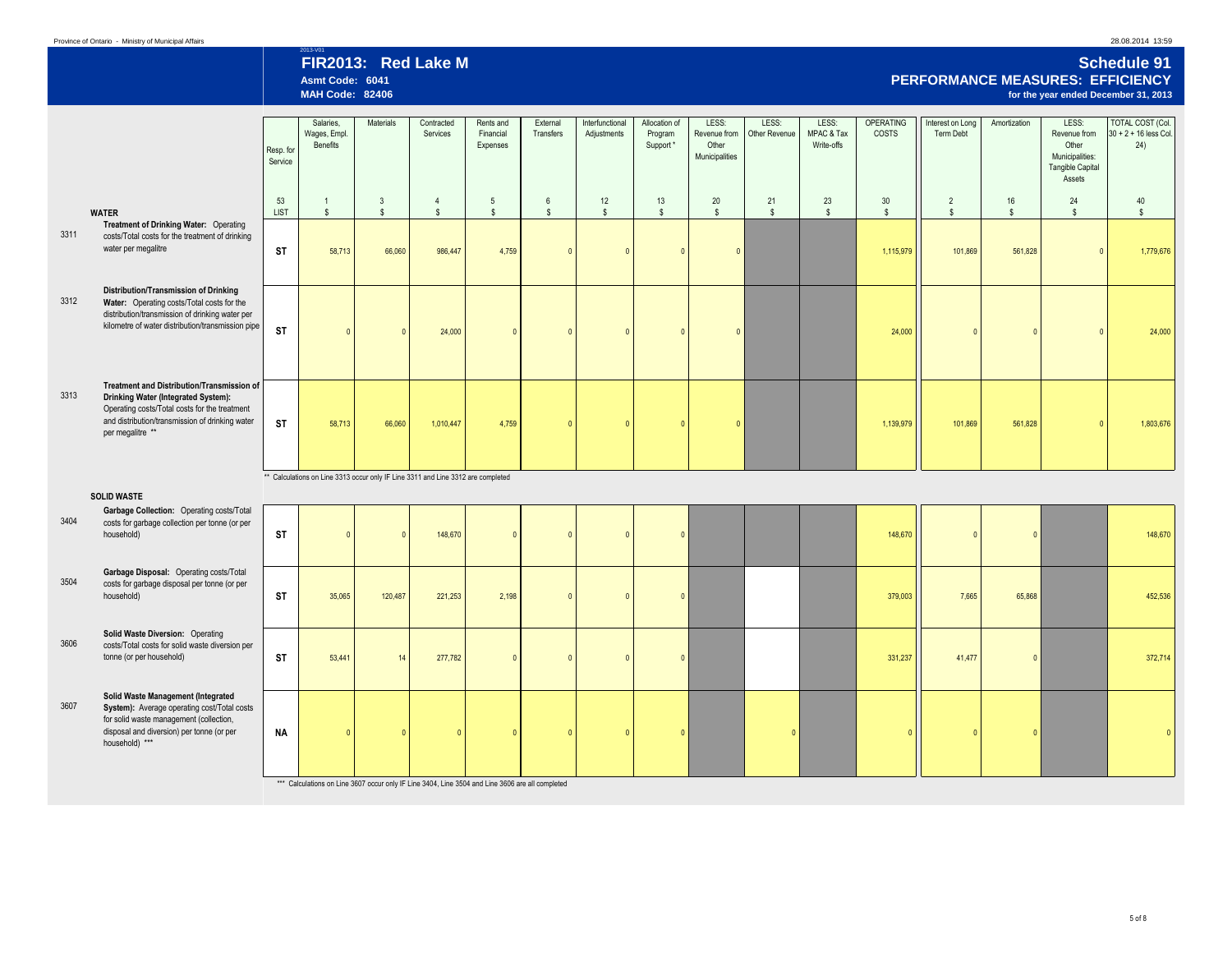Province of Ontario - Ministry of Municipal Affairs

2013-V01

# FIR2013: Red Lake M

**Asmt Code: 6041**
**MAH Code: 82406**

## Schedule 91
### PERFORMANCE MEASURES: EFFICIENCY
**for the year ended December 31, 2013**

| | | Resp. for Service | Salaries, Wages, Empl. Benefits | Materials | Contracted Services | Rents and Financial Expenses | External Transfers | Interfunctional Adjustments | Allocation of Program Support * | LESS: Revenue from Other Municipalities | LESS: Other Revenue | LESS: MPAC & Tax Write-offs | OPERATING COSTS | Interest on Long Term Debt | Amortization | LESS: Revenue from Other Municipalities: Tangible Capital Assets | TOTAL COST (Col. 30 + 2 + 16 less Col. 24) |
|---|---|---|---|---|---|---|---|---|---|---|---|---|---|---|---|---|---|
| | | 53 | 1 | 3 | 4 | 5 | 6 | 12 | 13 | 20 | 21 | 23 | 30 | 2 | 16 | 24 | 40 |
| | **WATER** | LIST | $ | $ | $ | $ | $ | $ | $ | $ | $ | $ | $ | $ | $ | $ | $ |
| 3311 | **Treatment of Drinking Water:** Operating costs/Total costs for the treatment of drinking water per megalitre | **ST** | 58,713 | 66,060 | 986,447 | 4,759 | 0 | 0 | 0 | 0 | | | 1,115,979 | 101,869 | 561,828 | 0 | 1,779,676 |
| 3312 | **Distribution/Transmission of Drinking Water:** Operating costs/Total costs for the distribution/transmission of drinking water per kilometre of water distribution/transmission pipe | **ST** | 0 | 0 | 24,000 | 0 | 0 | 0 | 0 | 0 | | | 24,000 | 0 | 0 | 0 | 24,000 |
| 3313 | **Treatment and Distribution/Transmission of Drinking Water (Integrated System):** Operating costs/Total costs for the treatment and distribution/transmission of drinking water per megalitre ** | **ST** | 58,713 | 66,060 | 1,010,447 | 4,759 | 0 | 0 | 0 | 0 | | | 1,139,979 | 101,869 | 561,828 | 0 | 1,803,676 |

** Calculations on Line 3313 occur only IF Line 3311 and Line 3312 are completed

| | | Resp. for Service | Salaries, Wages, Empl. Benefits | Materials | Contracted Services | Rents and Financial Expenses | External Transfers | Interfunctional Adjustments | Allocation of Program Support * | LESS: Revenue from Other Municipalities | LESS: Other Revenue | LESS: MPAC & Tax Write-offs | OPERATING COSTS | Interest on Long Term Debt | Amortization | LESS: Revenue from Other Municipalities: Tangible Capital Assets | TOTAL COST (Col. 30 + 2 + 16 less Col. 24) |
|---|---|---|---|---|---|---|---|---|---|---|---|---|---|---|---|---|---|
| | **SOLID WASTE** | | | | | | | | | | | | | | | | |
| 3404 | **Garbage Collection:** Operating costs/Total costs for garbage collection per tonne (or per household) | **ST** | 0 | 0 | 148,670 | 0 | 0 | 0 | 0 | | | | 148,670 | 0 | 0 | | 148,670 |
| 3504 | **Garbage Disposal:** Operating costs/Total costs for garbage disposal per tonne (or per household) | **ST** | 35,065 | 120,487 | 221,253 | 2,198 | 0 | 0 | 0 | | | | 379,003 | 7,665 | 65,868 | | 452,536 |
| 3606 | **Solid Waste Diversion:** Operating costs/Total costs for solid waste diversion per tonne (or per household) | **ST** | 53,441 | 14 | 277,782 | 0 | 0 | 0 | 0 | | | | 331,237 | 41,477 | 0 | | 372,714 |
| 3607 | **Solid Waste Management (Integrated System):** Average operating cost/Total costs for solid waste management (collection, disposal and diversion) per tonne (or per household) *** | **NA** | 0 | 0 | 0 | 0 | 0 | 0 | 0 | | 0 | | 0 | 0 | 0 | | 0 |

*** Calculations on Line 3607 occur only IF Line 3404, Line 3504 and Line 3606 are all completed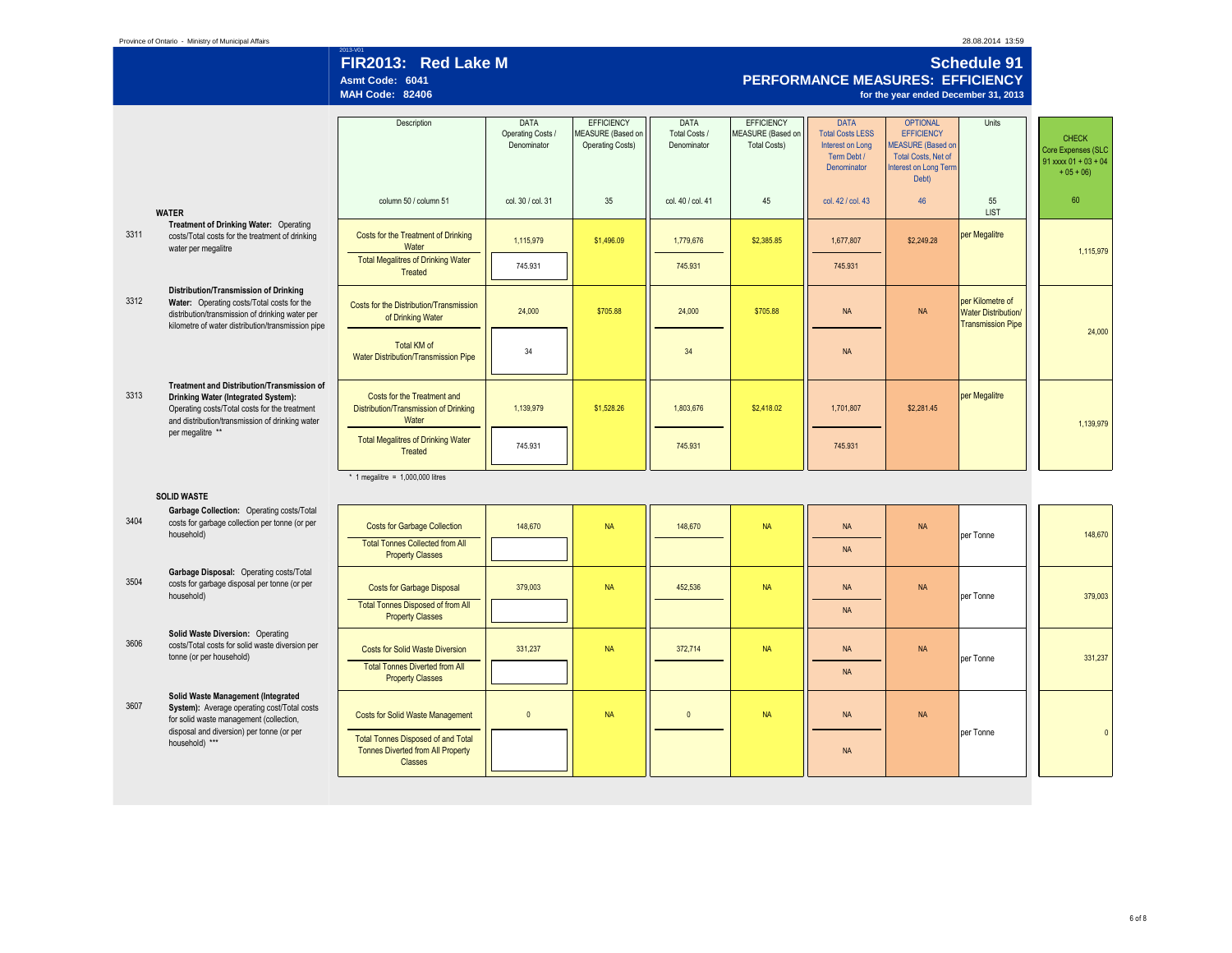Province of Ontario - Ministry of Municipal Affairs

2013-V01

# FIR2013: Red Lake M

**Asmt Code: 6041**
**MAH Code: 82406**

## Schedule 91
## PERFORMANCE MEASURES: EFFICIENCY

**for the year ended December 31, 2013**

### WATER

| | | Description | DATA Operating Costs / Denominator | EFFICIENCY MEASURE (Based on Operating Costs) | DATA Total Costs / Denominator | EFFICIENCY MEASURE (Based on Total Costs) | DATA Total Costs LESS Interest on Long Term Debt / Denominator | OPTIONAL EFFICIENCY MEASURE (Based on Total Costs, Net of Interest on Long Term Debt) | Units | CHECK Core Expenses (SLC 91 xxxx 01 + 03 + 04 + 05 + 06) |
|---|---|---|---|---|---|---|---|---|---|---|
| | | column 50 / column 51 | col. 30 / col. 31 | 35 | col. 40 / col. 41 | 45 | col. 42 / col. 43 | 46 | 55 LIST | 60 |
| 3311 | **Treatment of Drinking Water:** Operating costs/Total costs for the treatment of drinking water per megalitre | Costs for the Treatment of Drinking Water | 1,115,979 | $1,496.09 | 1,779,676 | $2,385.85 | 1,677,807 | $2,249.28 | per Megalitre | 1,115,979 |
| | | Total Megalitres of Drinking Water Treated | 745.931 | | 745.931 | | 745.931 | | | |
| 3312 | **Distribution/Transmission of Drinking Water:** Operating costs/Total costs for the distribution/transmission of drinking water per kilometre of water distribution/transmission pipe | Costs for the Distribution/Transmission of Drinking Water | 24,000 | $705.88 | 24,000 | $705.88 | NA | NA | per Kilometre of Water Distribution/ Transmission Pipe | 24,000 |
| | | Total KM of Water Distribution/Transmission Pipe | 34 | | 34 | | NA | | | |
| 3313 | **Treatment and Distribution/Transmission of Drinking Water (Integrated System):** Operating costs/Total costs for the treatment and distribution/transmission of drinking water per megalitre ** | Costs for the Treatment and Distribution/Transmission of Drinking Water | 1,139,979 | $1,528.26 | 1,803,676 | $2,418.02 | 1,701,807 | $2,281.45 | per Megalitre | 1,139,979 |
| | | Total Megalitres of Drinking Water Treated | 745.931 | | 745.931 | | 745.931 | | | |

\* 1 megalitre = 1,000,000 litres

### SOLID WASTE

| | | Description | DATA Operating Costs / Denominator | EFFICIENCY MEASURE (Based on Operating Costs) | DATA Total Costs / Denominator | EFFICIENCY MEASURE (Based on Total Costs) | DATA Total Costs LESS Interest on Long Term Debt / Denominator | OPTIONAL EFFICIENCY MEASURE (Based on Total Costs, Net of Interest on Long Term Debt) | Units | CHECK Core Expenses |
|---|---|---|---|---|---|---|---|---|---|---|
| 3404 | **Garbage Collection:** Operating costs/Total costs for garbage collection per tonne (or per household) | Costs for Garbage Collection | 148,670 | NA | 148,670 | NA | NA | NA | per Tonne | 148,670 |
| | | Total Tonnes Collected from All Property Classes | | | | | NA | | | |
| 3504 | **Garbage Disposal:** Operating costs/Total costs for garbage disposal per tonne (or per household) | Costs for Garbage Disposal | 379,003 | NA | 452,536 | NA | NA | NA | per Tonne | 379,003 |
| | | Total Tonnes Disposed of from All Property Classes | | | | | NA | | | |
| 3606 | **Solid Waste Diversion:** Operating costs/Total costs for solid waste diversion per tonne (or per household) | Costs for Solid Waste Diversion | 331,237 | NA | 372,714 | NA | NA | NA | per Tonne | 331,237 |
| | | Total Tonnes Diverted from All Property Classes | | | | | NA | | | |
| 3607 | **Solid Waste Management (Integrated System):** Average operating cost/Total costs for solid waste management (collection, disposal and diversion) per tonne (or per household) *** | Costs for Solid Waste Management | 0 | NA | 0 | NA | NA | NA | per Tonne | 0 |
| | | Total Tonnes Disposed of and Total Tonnes Diverted from All Property Classes | | | | | NA | | | |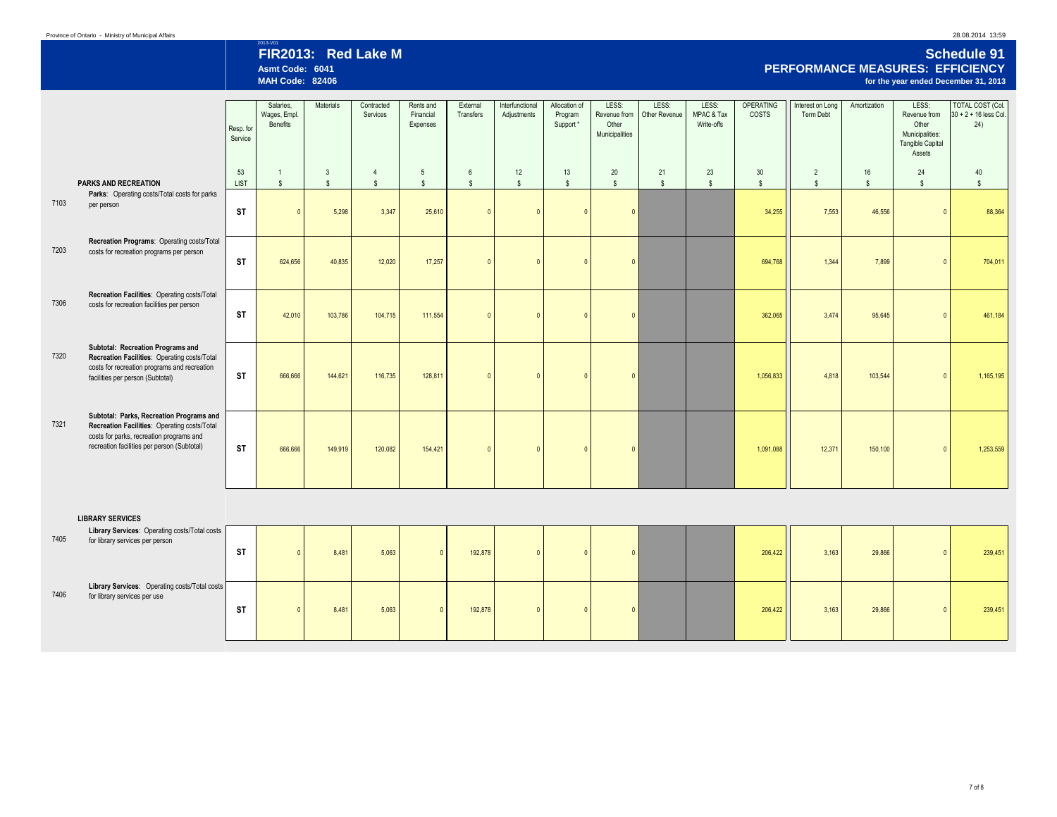Province of Ontario - Ministry of Municipal Affairs

2013-V01

# FIR2013: Red Lake M

**Asmt Code: 6041**

**MAH Code: 82406**

## Schedule 91

## PERFORMANCE MEASURES: EFFICIENCY

**for the year ended December 31, 2013**

| | | Resp. for Service | Salaries, Wages, Empl. Benefits | Materials | Contracted Services | Rents and Financial Expenses | External Transfers | Interfunctional Adjustments | Allocation of Program Support * | LESS: Revenue from Other Municipalities | LESS: Other Revenue | LESS: MPAC & Tax Write-offs | OPERATING COSTS | Interest on Long Term Debt | Amortization | LESS: Revenue from Other Municipalities: Tangible Capital Assets | TOTAL COST (Col. 30 + 2 + 16 less Col. 24) |
|---|---|---|---|---|---|---|---|---|---|---|---|---|---|---|---|---|---|
| | | 53 | 1 | 3 | 4 | 5 | 6 | 12 | 13 | 20 | 21 | 23 | 30 | 2 | 16 | 24 | 40 |
| | **PARKS AND RECREATION** | LIST | $ | $ | $ | $ | $ | $ | $ | $ | $ | $ | $ | $ | $ | $ | $ |
| 7103 | **Parks**: Operating costs/Total costs for parks per person | ST | 0 | 5,298 | 3,347 | 25,610 | 0 | 0 | 0 | 0 | | | 34,255 | 7,553 | 46,556 | 0 | 88,364 |
| 7203 | **Recreation Programs**: Operating costs/Total costs for recreation programs per person | ST | 624,656 | 40,835 | 12,020 | 17,257 | 0 | 0 | 0 | 0 | | | 694,768 | 1,344 | 7,899 | 0 | 704,011 |
| 7306 | **Recreation Facilities**: Operating costs/Total costs for recreation facilities per person | ST | 42,010 | 103,786 | 104,715 | 111,554 | 0 | 0 | 0 | 0 | | | 362,065 | 3,474 | 95,645 | 0 | 461,184 |
| 7320 | **Subtotal: Recreation Programs and Recreation Facilities**: Operating costs/Total costs for recreation programs and recreation facilities per person (Subtotal) | ST | 666,666 | 144,621 | 116,735 | 128,811 | 0 | 0 | 0 | 0 | | | 1,056,833 | 4,818 | 103,544 | 0 | 1,165,195 |
| 7321 | **Subtotal: Parks, Recreation Programs and Recreation Facilities**: Operating costs/Total costs for parks, recreation programs and recreation facilities per person (Subtotal) | ST | 666,666 | 149,919 | 120,082 | 154,421 | 0 | 0 | 0 | 0 | | | 1,091,088 | 12,371 | 150,100 | 0 | 1,253,559 |
| | **LIBRARY SERVICES** | | | | | | | | | | | | | | | | |
| 7405 | **Library Services**: Operating costs/Total costs for library services per person | ST | 0 | 8,481 | 5,063 | 0 | 192,878 | 0 | 0 | 0 | | | 206,422 | 3,163 | 29,866 | 0 | 239,451 |
| 7406 | **Library Services**: Operating costs/Total costs for library services per use | ST | 0 | 8,481 | 5,063 | 0 | 192,878 | 0 | 0 | 0 | | | 206,422 | 3,163 | 29,866 | 0 | 239,451 |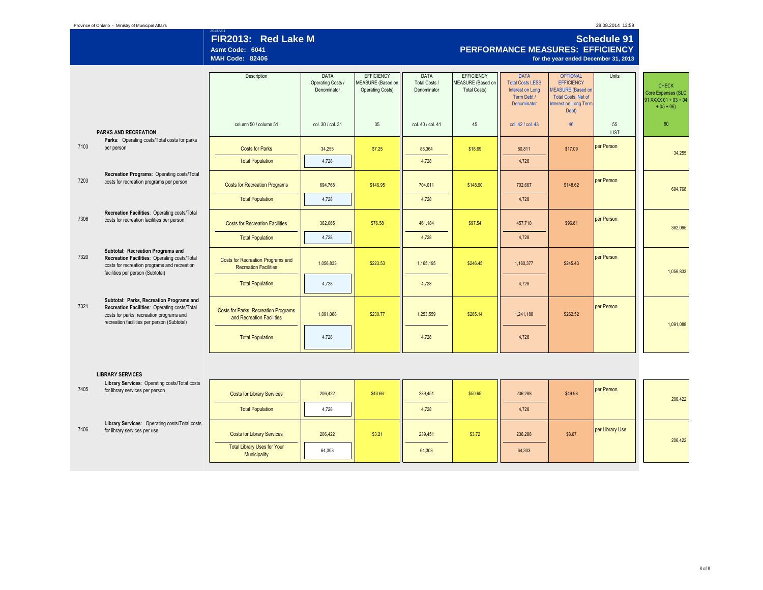Province of Ontario - Ministry of Municipal Affairs

2013-V01

# FIR2013: Red Lake M

**Asmt Code: 6041**
**MAH Code: 82406**

## Schedule 91
## PERFORMANCE MEASURES: EFFICIENCY
**for the year ended December 31, 2013**

| | | Description | DATA Operating Costs / Denominator | EFFICIENCY MEASURE (Based on Operating Costs) | DATA Total Costs / Denominator | EFFICIENCY MEASURE (Based on Total Costs) | DATA Total Costs LESS Interest on Long Term Debt / Denominator | OPTIONAL EFFICIENCY MEASURE (Based on Total Costs, Net of Interest on Long Term Debt) | Units | CHECK Core Expenses (SLC 91 XXXX 01 + 03 + 04 + 05 + 06) |
|---|---|---|---|---|---|---|---|---|---|---|
| | | column 50 / column 51 | col. 30 / col. 31 | 35 | col. 40 / col. 41 | 45 | col. 42 / col. 43 | 46 | 55 LIST | 60 |
| | **PARKS AND RECREATION** | | | | | | | | | |
| 7103 | **Parks**: Operating costs/Total costs for parks per person | Costs for Parks | 34,255 | $7.25 | 88,364 | $18.69 | 80,811 | $17.09 | per Person | 34,255 |
| | | Total Population | 4,728 | | 4,728 | | 4,728 | | | |
| 7203 | **Recreation Programs**: Operating costs/Total costs for recreation programs per person | Costs for Recreation Programs | 694,768 | $146.95 | 704,011 | $148.90 | 702,667 | $148.62 | per Person | 694,768 |
| | | Total Population | 4,728 | | 4,728 | | 4,728 | | | |
| 7306 | **Recreation Facilities**: Operating costs/Total costs for recreation facilities per person | Costs for Recreation Facilities | 362,065 | $76.58 | 461,184 | $97.54 | 457,710 | $96.81 | per Person | 362,065 |
| | | Total Population | 4,728 | | 4,728 | | 4,728 | | | |
| 7320 | **Subtotal: Recreation Programs and Recreation Facilities**: Operating costs/Total costs for recreation programs and recreation facilities per person (Subtotal) | Costs for Recreation Programs and Recreation Facilities | 1,056,833 | $223.53 | 1,165,195 | $246.45 | 1,160,377 | $245.43 | per Person | 1,056,833 |
| | | Total Population | 4,728 | | 4,728 | | 4,728 | | | |
| 7321 | **Subtotal: Parks, Recreation Programs and Recreation Facilities**: Operating costs/Total costs for parks, recreation programs and recreation facilities per person (Subtotal) | Costs for Parks, Recreation Programs and Recreation Facilities | 1,091,088 | $230.77 | 1,253,559 | $265.14 | 1,241,188 | $262.52 | per Person | 1,091,088 |
| | | Total Population | 4,728 | | 4,728 | | 4,728 | | | |
| | **LIBRARY SERVICES** | | | | | | | | | |
| 7405 | **Library Services**: Operating costs/Total costs for library services per person | Costs for Library Services | 206,422 | $43.66 | 239,451 | $50.65 | 236,288 | $49.98 | per Person | 206,422 |
| | | Total Population | 4,728 | | 4,728 | | 4,728 | | | |
| 7406 | **Library Services**: Operating costs/Total costs for library services per use | Costs for Library Services | 206,422 | $3.21 | 239,451 | $3.72 | 236,288 | $3.67 | per Library Use | 206,422 |
| | | Total Library Uses for Your Municipality | 64,303 | | 64,303 | | 64,303 | | | |